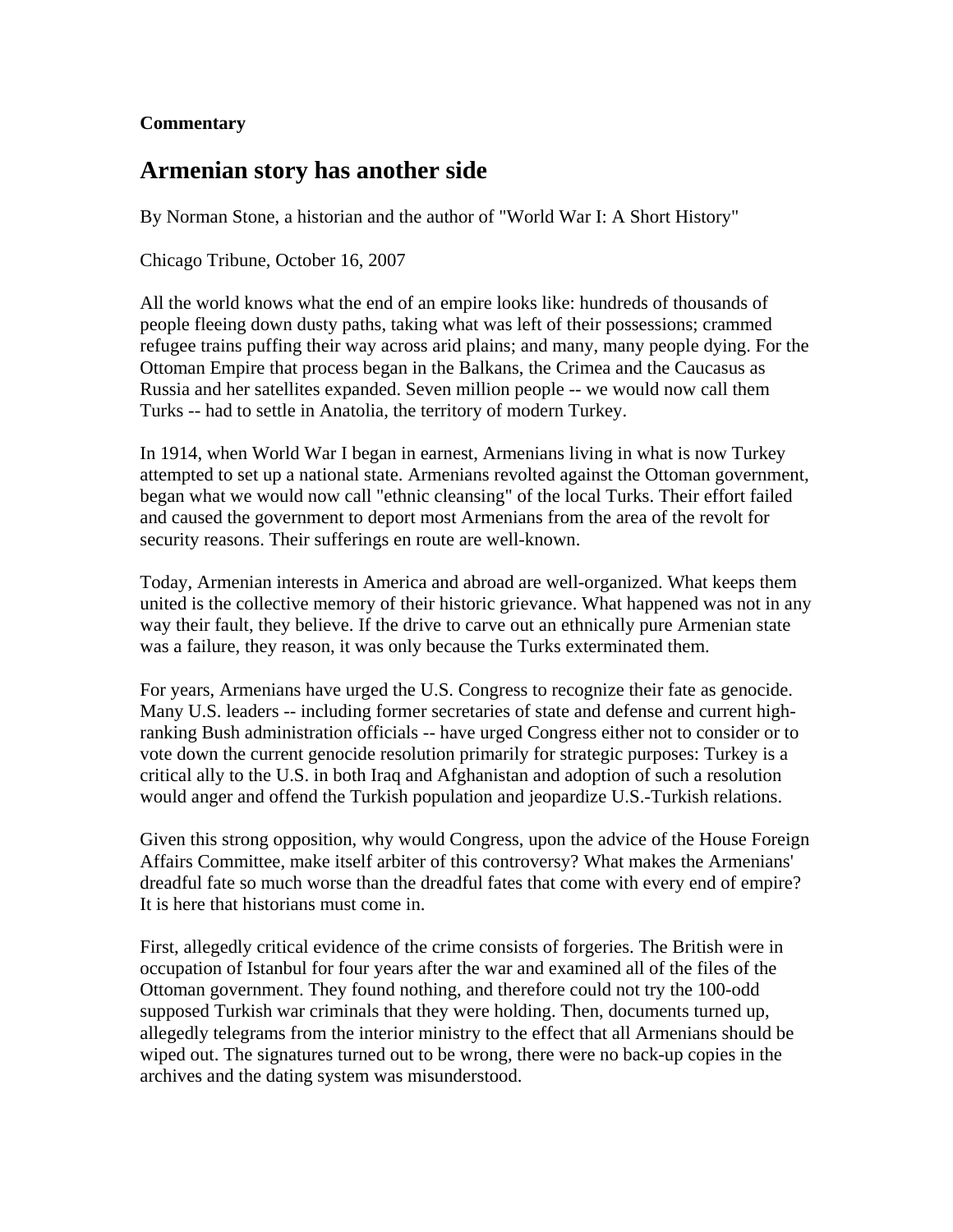**Commentary**

# Armenian story has another side

By Norman Stone, a historian and the author of "World War I: A Short History"

Chicago Tribune, October 16, 2007

All the world knows what the end of an empire looks like: hundreds of thousands of people fleeing down dusty paths, taking what was left of their possessions; crammed refugee trains puffing their way across arid plains; and many, many people dying. For the Ottoman Empire that process began in the Balkans, the Crimea and the Caucasus as Russia and her satellites expanded. Seven million people -- we would now call them Turks -- had to settle in Anatolia, the territory of modern Turkey.

In 1914, when World War I began in earnest, Armenians living in what is now Turkey attempted to set up a national state. Armenians revolted against the Ottoman government, began what we would now call "ethnic cleansing" of the local Turks. Their effort failed and caused the government to deport most Armenians from the area of the revolt for security reasons. Their sufferings en route are well-known.

Today, Armenian interests in America and abroad are well-organized. What keeps them united is the collective memory of their historic grievance. What happened was not in any way their fault, they believe. If the drive to carve out an ethnically pure Armenian state was a failure, they reason, it was only because the Turks exterminated them.

For years, Armenians have urged the U.S. Congress to recognize their fate as genocide. Many U.S. leaders -- including former secretaries of state and defense and current high-ranking Bush administration officials -- have urged Congress either not to consider or to vote down the current genocide resolution primarily for strategic purposes: Turkey is a critical ally to the U.S. in both Iraq and Afghanistan and adoption of such a resolution would anger and offend the Turkish population and jeopardize U.S.-Turkish relations.

Given this strong opposition, why would Congress, upon the advice of the House Foreign Affairs Committee, make itself arbiter of this controversy? What makes the Armenians' dreadful fate so much worse than the dreadful fates that come with every end of empire? It is here that historians must come in.

First, allegedly critical evidence of the crime consists of forgeries. The British were in occupation of Istanbul for four years after the war and examined all of the files of the Ottoman government. They found nothing, and therefore could not try the 100-odd supposed Turkish war criminals that they were holding. Then, documents turned up, allegedly telegrams from the interior ministry to the effect that all Armenians should be wiped out. The signatures turned out to be wrong, there were no back-up copies in the archives and the dating system was misunderstood.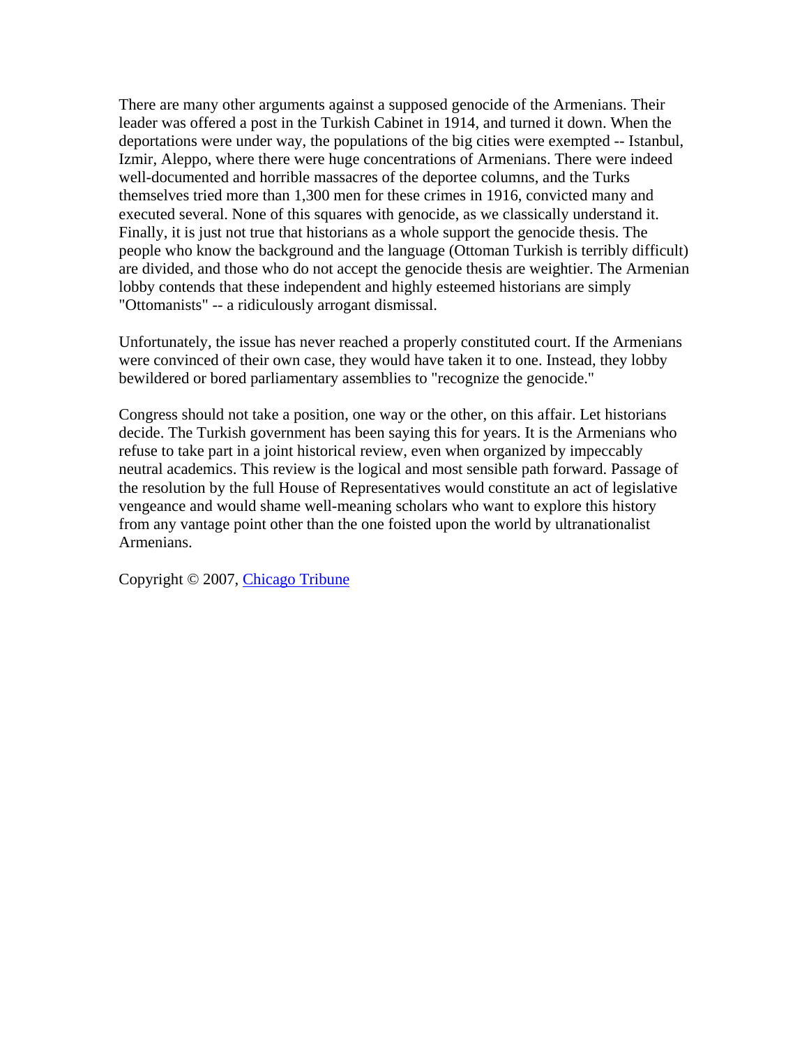There are many other arguments against a supposed genocide of the Armenians. Their leader was offered a post in the Turkish Cabinet in 1914, and turned it down. When the deportations were under way, the populations of the big cities were exempted -- Istanbul, Izmir, Aleppo, where there were huge concentrations of Armenians. There were indeed well-documented and horrible massacres of the deportee columns, and the Turks themselves tried more than 1,300 men for these crimes in 1916, convicted many and executed several. None of this squares with genocide, as we classically understand it. Finally, it is just not true that historians as a whole support the genocide thesis. The people who know the background and the language (Ottoman Turkish is terribly difficult) are divided, and those who do not accept the genocide thesis are weightier. The Armenian lobby contends that these independent and highly esteemed historians are simply "Ottomanists" -- a ridiculously arrogant dismissal.

Unfortunately, the issue has never reached a properly constituted court. If the Armenians were convinced of their own case, they would have taken it to one. Instead, they lobby bewildered or bored parliamentary assemblies to "recognize the genocide."

Congress should not take a position, one way or the other, on this affair. Let historians decide. The Turkish government has been saying this for years. It is the Armenians who refuse to take part in a joint historical review, even when organized by impeccably neutral academics. This review is the logical and most sensible path forward. Passage of the resolution by the full House of Representatives would constitute an act of legislative vengeance and would shame well-meaning scholars who want to explore this history from any vantage point other than the one foisted upon the world by ultranationalist Armenians.

Copyright © 2007, Chicago Tribune